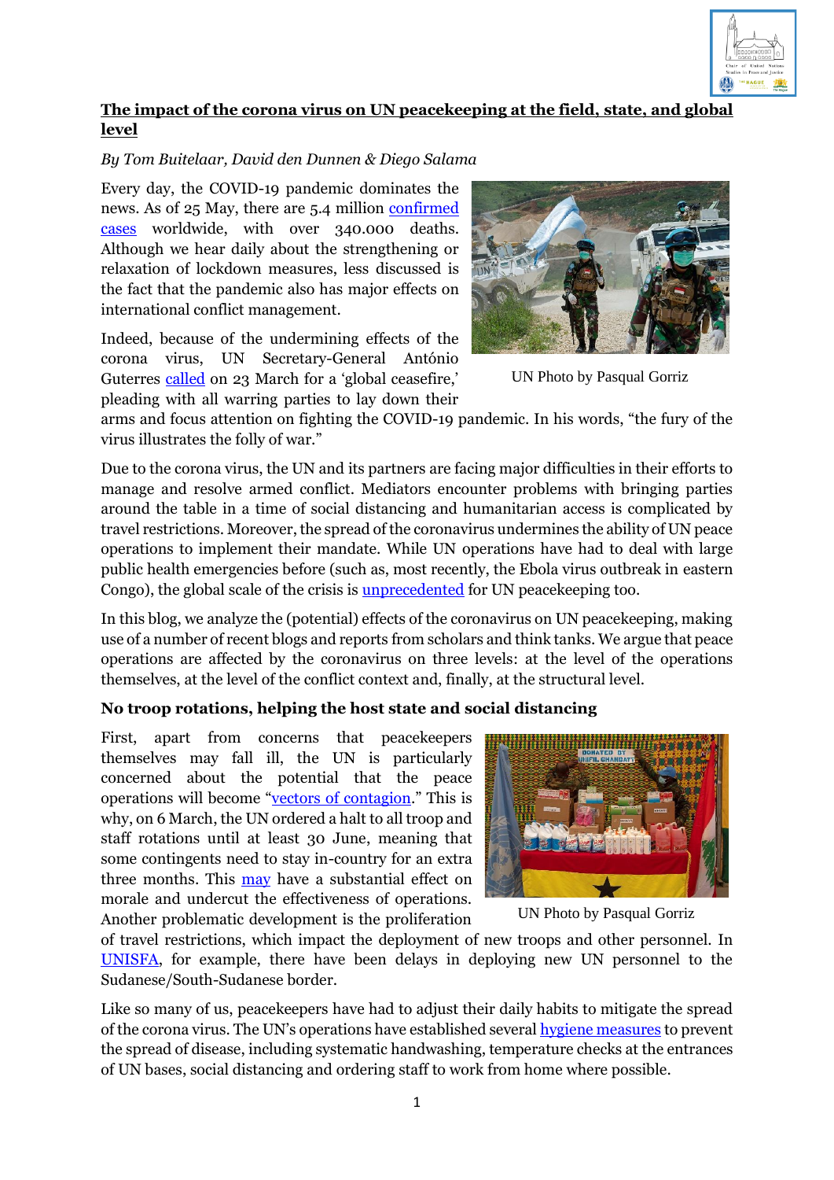# The impact of the corona virus on UN peacekeeping at the field, state, and global level

*By Tom Buitelaar, David den Dunnen & Diego Salama*

Every day, the COVID-19 pandemic dominates the news. As of 25 May, there are 5.4 million confirmed cases worldwide, with over 340.000 deaths. Although we hear daily about the strengthening or relaxation of lockdown measures, less discussed is the fact that the pandemic also has major effects on international conflict management.

UN Photo by Pasqual Gorriz

Indeed, because of the undermining effects of the corona virus, UN Secretary-General António Guterres called on 23 March for a 'global ceasefire,' pleading with all warring parties to lay down their arms and focus attention on fighting the COVID-19 pandemic. In his words, "the fury of the virus illustrates the folly of war."

Due to the corona virus, the UN and its partners are facing major difficulties in their efforts to manage and resolve armed conflict. Mediators encounter problems with bringing parties around the table in a time of social distancing and humanitarian access is complicated by travel restrictions. Moreover, the spread of the coronavirus undermines the ability of UN peace operations to implement their mandate. While UN operations have had to deal with large public health emergencies before (such as, most recently, the Ebola virus outbreak in eastern Congo), the global scale of the crisis is unprecedented for UN peacekeeping too.

In this blog, we analyze the (potential) effects of the coronavirus on UN peacekeeping, making use of a number of recent blogs and reports from scholars and think tanks. We argue that peace operations are affected by the coronavirus on three levels: at the level of the operations themselves, at the level of the conflict context and, finally, at the structural level.

## No troop rotations, helping the host state and social distancing

First, apart from concerns that peacekeepers themselves may fall ill, the UN is particularly concerned about the potential that the peace operations will become "vectors of contagion." This is why, on 6 March, the UN ordered a halt to all troop and staff rotations until at least 30 June, meaning that some contingents need to stay in-country for an extra three months. This may have a substantial effect on morale and undercut the effectiveness of operations. Another problematic development is the proliferation of travel restrictions, which impact the deployment of new troops and other personnel. In UNISFA, for example, there have been delays in deploying new UN personnel to the Sudanese/South-Sudanese border.

UN Photo by Pasqual Gorriz

Like so many of us, peacekeepers have had to adjust their daily habits to mitigate the spread of the corona virus. The UN's operations have established several hygiene measures to prevent the spread of disease, including systematic handwashing, temperature checks at the entrances of UN bases, social distancing and ordering staff to work from home where possible.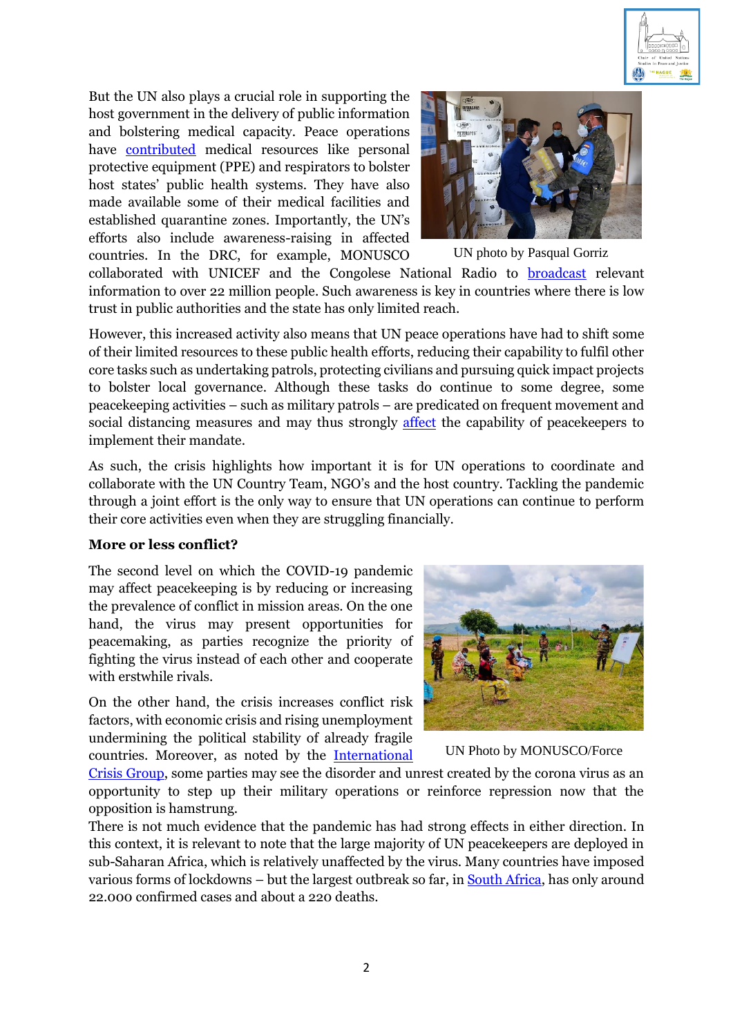But the UN also plays a crucial role in supporting the host government in the delivery of public information and bolstering medical capacity. Peace operations have contributed medical resources like personal protective equipment (PPE) and respirators to bolster host states' public health systems. They have also made available some of their medical facilities and established quarantine zones. Importantly, the UN's efforts also include awareness-raising in affected countries. In the DRC, for example, MONUSCO collaborated with UNICEF and the Congolese National Radio to broadcast relevant information to over 22 million people. Such awareness is key in countries where there is low trust in public authorities and the state has only limited reach.

UN photo by Pasqual Gorriz

However, this increased activity also means that UN peace operations have had to shift some of their limited resources to these public health efforts, reducing their capability to fulfil other core tasks such as undertaking patrols, protecting civilians and pursuing quick impact projects to bolster local governance. Although these tasks do continue to some degree, some peacekeeping activities – such as military patrols – are predicated on frequent movement and social distancing measures and may thus strongly affect the capability of peacekeepers to implement their mandate.

As such, the crisis highlights how important it is for UN operations to coordinate and collaborate with the UN Country Team, NGO's and the host country. Tackling the pandemic through a joint effort is the only way to ensure that UN operations can continue to perform their core activities even when they are struggling financially.

**More or less conflict?**

The second level on which the COVID-19 pandemic may affect peacekeeping is by reducing or increasing the prevalence of conflict in mission areas. On the one hand, the virus may present opportunities for peacemaking, as parties recognize the priority of fighting the virus instead of each other and cooperate with erstwhile rivals.

On the other hand, the crisis increases conflict risk factors, with economic crisis and rising unemployment undermining the political stability of already fragile countries. Moreover, as noted by the International Crisis Group, some parties may see the disorder and unrest created by the corona virus as an opportunity to step up their military operations or reinforce repression now that the opposition is hamstrung.

UN Photo by MONUSCO/Force

There is not much evidence that the pandemic has had strong effects in either direction. In this context, it is relevant to note that the large majority of UN peacekeepers are deployed in sub-Saharan Africa, which is relatively unaffected by the virus. Many countries have imposed various forms of lockdowns – but the largest outbreak so far, in South Africa, has only around 22.000 confirmed cases and about a 220 deaths.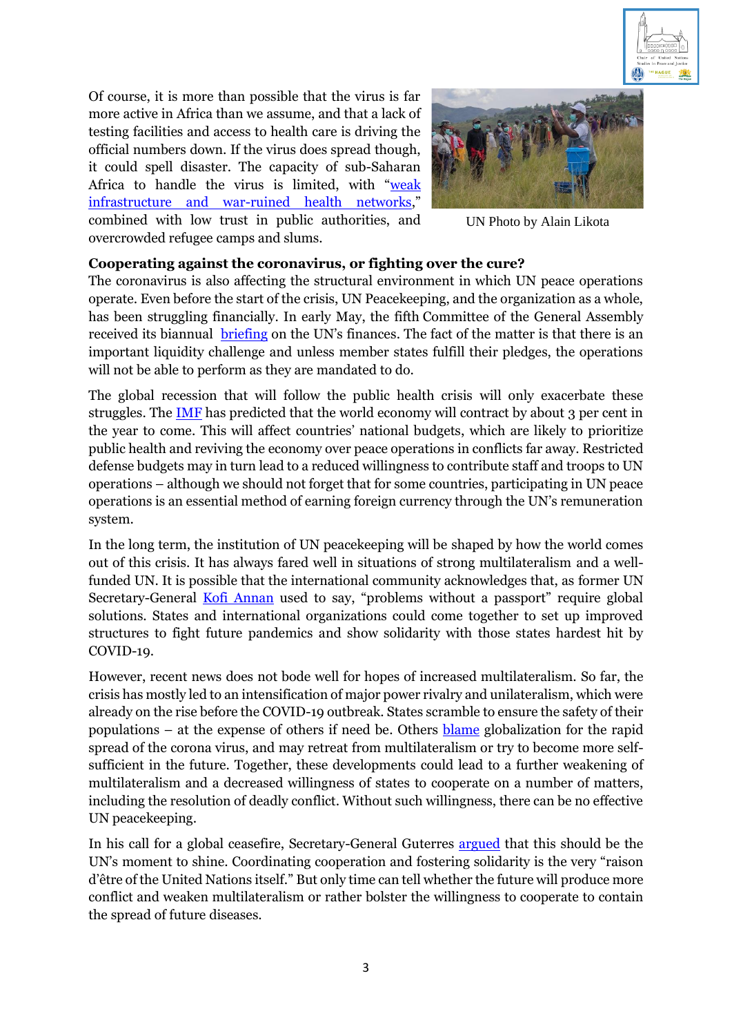Of course, it is more than possible that the virus is far more active in Africa than we assume, and that a lack of testing facilities and access to health care is driving the official numbers down. If the virus does spread though, it could spell disaster. The capacity of sub-Saharan Africa to handle the virus is limited, with "weak infrastructure and war-ruined health networks," combined with low trust in public authorities, and overcrowded refugee camps and slums.

UN Photo by Alain Likota

**Cooperating against the coronavirus, or fighting over the cure?**

The coronavirus is also affecting the structural environment in which UN peace operations operate. Even before the start of the crisis, UN Peacekeeping, and the organization as a whole, has been struggling financially. In early May, the fifth Committee of the General Assembly received its biannual briefing on the UN's finances. The fact of the matter is that there is an important liquidity challenge and unless member states fulfill their pledges, the operations will not be able to perform as they are mandated to do.

The global recession that will follow the public health crisis will only exacerbate these struggles. The IMF has predicted that the world economy will contract by about 3 per cent in the year to come. This will affect countries' national budgets, which are likely to prioritize public health and reviving the economy over peace operations in conflicts far away. Restricted defense budgets may in turn lead to a reduced willingness to contribute staff and troops to UN operations – although we should not forget that for some countries, participating in UN peace operations is an essential method of earning foreign currency through the UN's remuneration system.

In the long term, the institution of UN peacekeeping will be shaped by how the world comes out of this crisis. It has always fared well in situations of strong multilateralism and a well-funded UN. It is possible that the international community acknowledges that, as former UN Secretary-General Kofi Annan used to say, "problems without a passport" require global solutions. States and international organizations could come together to set up improved structures to fight future pandemics and show solidarity with those states hardest hit by COVID-19.

However, recent news does not bode well for hopes of increased multilateralism. So far, the crisis has mostly led to an intensification of major power rivalry and unilateralism, which were already on the rise before the COVID-19 outbreak. States scramble to ensure the safety of their populations – at the expense of others if need be. Others blame globalization for the rapid spread of the corona virus, and may retreat from multilateralism or try to become more self-sufficient in the future. Together, these developments could lead to a further weakening of multilateralism and a decreased willingness of states to cooperate on a number of matters, including the resolution of deadly conflict. Without such willingness, there can be no effective UN peacekeeping.

In his call for a global ceasefire, Secretary-General Guterres argued that this should be the UN's moment to shine. Coordinating cooperation and fostering solidarity is the very "raison d'être of the United Nations itself." But only time can tell whether the future will produce more conflict and weaken multilateralism or rather bolster the willingness to cooperate to contain the spread of future diseases.